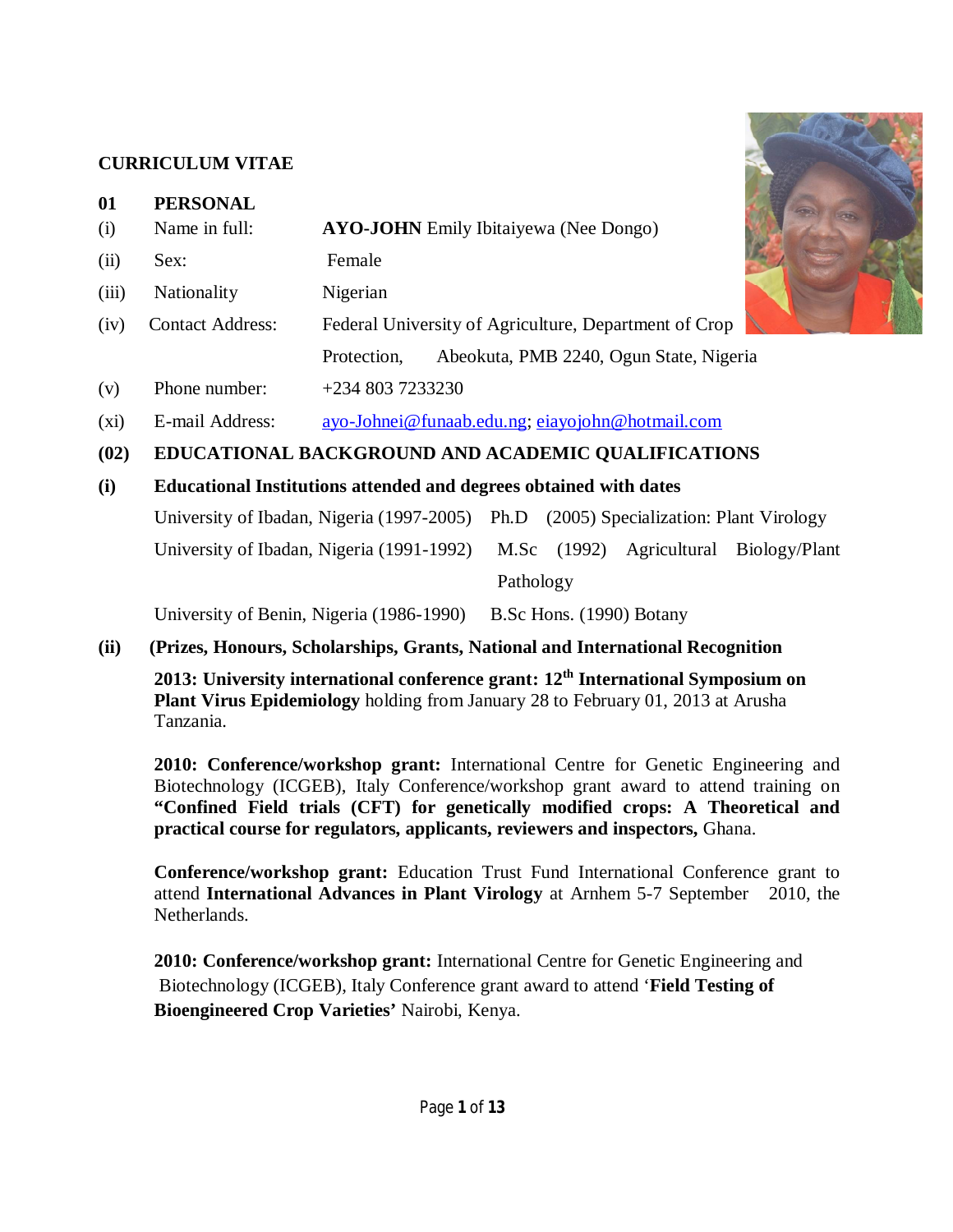**CURRICULUM VITAE**

**01 PERSONAL**

(i) Name in full: **AYO-JOHN** Emily Ibitaiyewa (Nee Dongo)

(ii) Sex: Female

(iii) Nationality: Nigerian

(iv) Contact Address: Federal University of Agriculture, Department of Crop Protection, Abeokuta, PMB 2240, Ogun State, Nigeria

(v) Phone number: +234 803 7233230

(xi) E-mail Address: ayo-Johnei@funaab.edu.ng; eiayojohn@hotmail.com

**(02) EDUCATIONAL BACKGROUND AND ACADEMIC QUALIFICATIONS**

**(i) Educational Institutions attended and degrees obtained with dates**

University of Ibadan, Nigeria (1997-2005) Ph.D (2005) Specialization: Plant Virology

University of Ibadan, Nigeria (1991-1992) M.Sc (1992) Agricultural Biology/Plant Pathology

University of Benin, Nigeria (1986-1990) B.Sc Hons. (1990) Botany

**(ii) (Prizes, Honours, Scholarships, Grants, National and International Recognition**

**2013: University international conference grant: 12th International Symposium on Plant Virus Epidemiology** holding from January 28 to February 01, 2013 at Arusha Tanzania.

**2010: Conference/workshop grant:** International Centre for Genetic Engineering and Biotechnology (ICGEB), Italy Conference/workshop grant award to attend training on **"Confined Field trials (CFT) for genetically modified crops: A Theoretical and practical course for regulators, applicants, reviewers and inspectors,** Ghana.

**Conference/workshop grant:** Education Trust Fund International Conference grant to attend **International Advances in Plant Virology** at Arnhem 5-7 September 2010, the Netherlands.

**2010: Conference/workshop grant:** International Centre for Genetic Engineering and Biotechnology (ICGEB), Italy Conference grant award to attend '**Field Testing of Bioengineered Crop Varieties'** Nairobi, Kenya.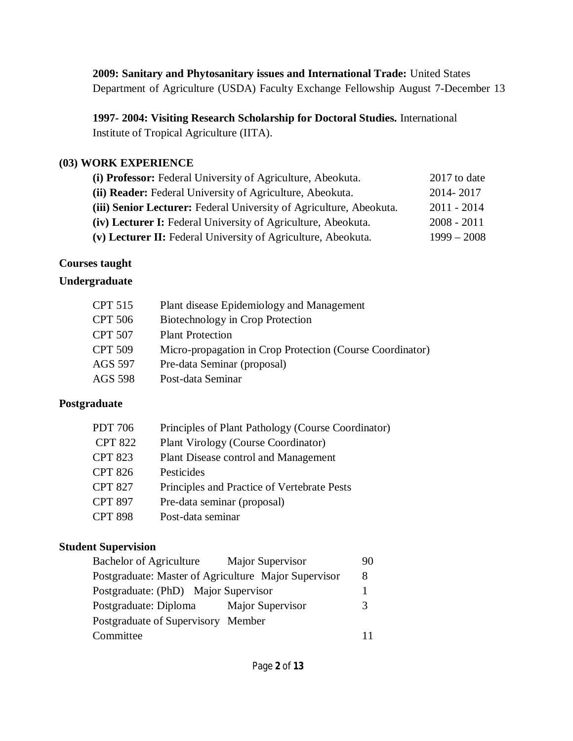**2009: Sanitary and Phytosanitary issues and International Trade:** United States Department of Agriculture (USDA) Faculty Exchange Fellowship August 7-December 13

**1997- 2004: Visiting Research Scholarship for Doctoral Studies.** International Institute of Tropical Agriculture (IITA).

## (03) WORK EXPERIENCE

| | |
|---|---|
| **(i) Professor:** Federal University of Agriculture, Abeokuta. | 2017 to date |
| **(ii) Reader:** Federal University of Agriculture, Abeokuta. | 2014- 2017 |
| **(iii) Senior Lecturer:** Federal University of Agriculture, Abeokuta. | 2011 - 2014 |
| **(iv) Lecturer I:** Federal University of Agriculture, Abeokuta. | 2008 - 2011 |
| **(v) Lecturer II:** Federal University of Agriculture, Abeokuta. | 1999 – 2008 |

### Courses taught

### Undergraduate

| | |
|---|---|
| CPT 515 | Plant disease Epidemiology and Management |
| CPT 506 | Biotechnology in Crop Protection |
| CPT 507 | Plant Protection |
| CPT 509 | Micro-propagation in Crop Protection (Course Coordinator) |
| AGS 597 | Pre-data Seminar (proposal) |
| AGS 598 | Post-data Seminar |

### Postgraduate

| | |
|---|---|
| PDT 706 | Principles of Plant Pathology (Course Coordinator) |
| CPT 822 | Plant Virology (Course Coordinator) |
| CPT 823 | Plant Disease control and Management |
| CPT 826 | Pesticides |
| CPT 827 | Principles and Practice of Vertebrate Pests |
| CPT 897 | Pre-data seminar (proposal) |
| CPT 898 | Post-data seminar |

### Student Supervision

| | | |
|---|---|---|
| Bachelor of Agriculture | Major Supervisor | 90 |
| Postgraduate: Master of Agriculture | Major Supervisor | 8 |
| Postgraduate: (PhD) | Major Supervisor | 1 |
| Postgraduate: Diploma | Major Supervisor | 3 |
| Postgraduate of Supervisory Committee | Member | 11 |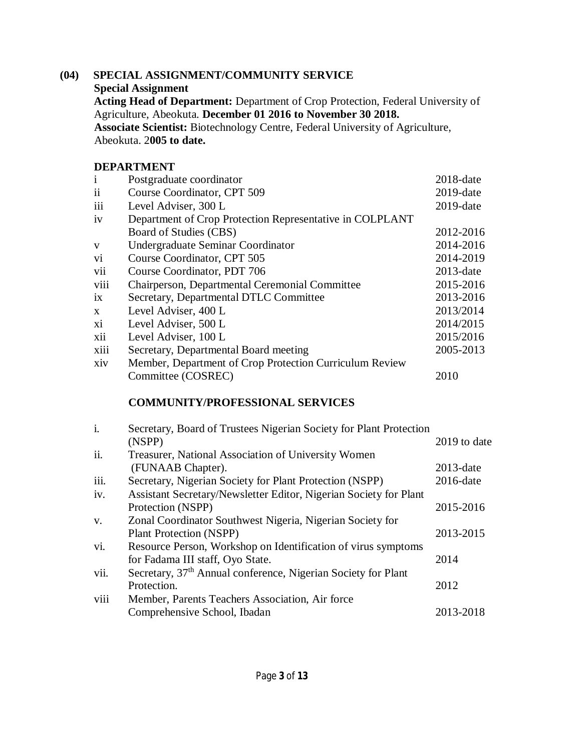## (04) SPECIAL ASSIGNMENT/COMMUNITY SERVICE

**Special Assignment**

**Acting Head of Department:** Department of Crop Protection, Federal University of Agriculture, Abeokuta. **December 01 2016 to November 30 2018.**

**Associate Scientist:** Biotechnology Centre, Federal University of Agriculture, Abeokuta. 2**005 to date.**

### DEPARTMENT

| | | |
|---|---|---|
| i | Postgraduate coordinator | 2018-date |
| ii | Course Coordinator, CPT 509 | 2019-date |
| iii | Level Adviser, 300 L | 2019-date |
| iv | Department of Crop Protection Representative in COLPLANT Board of Studies (CBS) | 2012-2016 |
| v | Undergraduate Seminar Coordinator | 2014-2016 |
| vi | Course Coordinator, CPT 505 | 2014-2019 |
| vii | Course Coordinator, PDT 706 | 2013-date |
| viii | Chairperson, Departmental Ceremonial Committee | 2015-2016 |
| ix | Secretary, Departmental DTLC Committee | 2013-2016 |
| x | Level Adviser, 400 L | 2013/2014 |
| xi | Level Adviser, 500 L | 2014/2015 |
| xii | Level Adviser, 100 L | 2015/2016 |
| xiii | Secretary, Departmental Board meeting | 2005-2013 |
| xiv | Member, Department of Crop Protection Curriculum Review Committee (COSREC) | 2010 |

### COMMUNITY/PROFESSIONAL SERVICES

| | | |
|---|---|---|
| i. | Secretary, Board of Trustees Nigerian Society for Plant Protection (NSPP) | 2019 to date |
| ii. | Treasurer, National Association of University Women (FUNAAB Chapter). | 2013-date |
| iii. | Secretary, Nigerian Society for Plant Protection (NSPP) | 2016-date |
| iv. | Assistant Secretary/Newsletter Editor, Nigerian Society for Plant Protection (NSPP) | 2015-2016 |
| v. | Zonal Coordinator Southwest Nigeria, Nigerian Society for Plant Protection (NSPP) | 2013-2015 |
| vi. | Resource Person, Workshop on Identification of virus symptoms for Fadama III staff, Oyo State. | 2014 |
| vii. | Secretary, 37th Annual conference, Nigerian Society for Plant Protection. | 2012 |
| viii | Member, Parents Teachers Association, Air force Comprehensive School, Ibadan | 2013-2018 |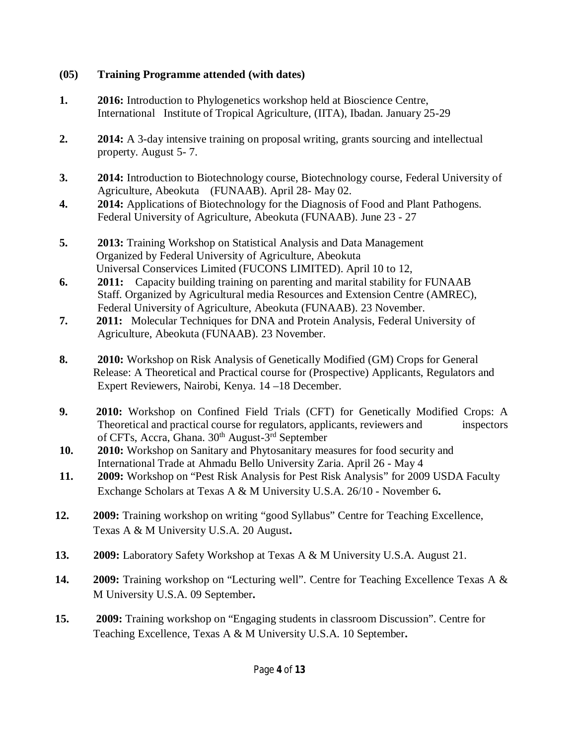**(05) Training Programme attended (with dates)**

1. **2016:** Introduction to Phylogenetics workshop held at Bioscience Centre, International Institute of Tropical Agriculture, (IITA), Ibadan. January 25-29

2. **2014:** A 3-day intensive training on proposal writing, grants sourcing and intellectual property. August 5- 7.

3. **2014:** Introduction to Biotechnology course, Biotechnology course, Federal University of Agriculture, Abeokuta (FUNAAB). April 28- May 02.

4. **2014:** Applications of Biotechnology for the Diagnosis of Food and Plant Pathogens. Federal University of Agriculture, Abeokuta (FUNAAB). June 23 - 27

5. **2013:** Training Workshop on Statistical Analysis and Data Management Organized by Federal University of Agriculture, Abeokuta Universal Conservices Limited (FUCONS LIMITED). April 10 to 12,

6. **2011:** Capacity building training on parenting and marital stability for FUNAAB Staff. Organized by Agricultural media Resources and Extension Centre (AMREC), Federal University of Agriculture, Abeokuta (FUNAAB). 23 November.

7. **2011:** Molecular Techniques for DNA and Protein Analysis, Federal University of Agriculture, Abeokuta (FUNAAB). 23 November.

8. **2010:** Workshop on Risk Analysis of Genetically Modified (GM) Crops for General Release: A Theoretical and Practical course for (Prospective) Applicants, Regulators and Expert Reviewers, Nairobi, Kenya. 14 –18 December.

9. **2010:** Workshop on Confined Field Trials (CFT) for Genetically Modified Crops: A Theoretical and practical course for regulators, applicants, reviewers and inspectors of CFTs, Accra, Ghana. 30th August-3rd September

10. **2010:** Workshop on Sanitary and Phytosanitary measures for food security and International Trade at Ahmadu Bello University Zaria. April 26 - May 4

11. **2009:** Workshop on "Pest Risk Analysis for Pest Risk Analysis" for 2009 USDA Faculty Exchange Scholars at Texas A & M University U.S.A. 26/10 - November 6**.**

12. **2009:** Training workshop on writing "good Syllabus" Centre for Teaching Excellence, Texas A & M University U.S.A. 20 August**.**

13. **2009:** Laboratory Safety Workshop at Texas A & M University U.S.A. August 21.

14. **2009:** Training workshop on "Lecturing well". Centre for Teaching Excellence Texas A & M University U.S.A. 09 September**.**

15. **2009:** Training workshop on "Engaging students in classroom Discussion". Centre for Teaching Excellence, Texas A & M University U.S.A. 10 September**.**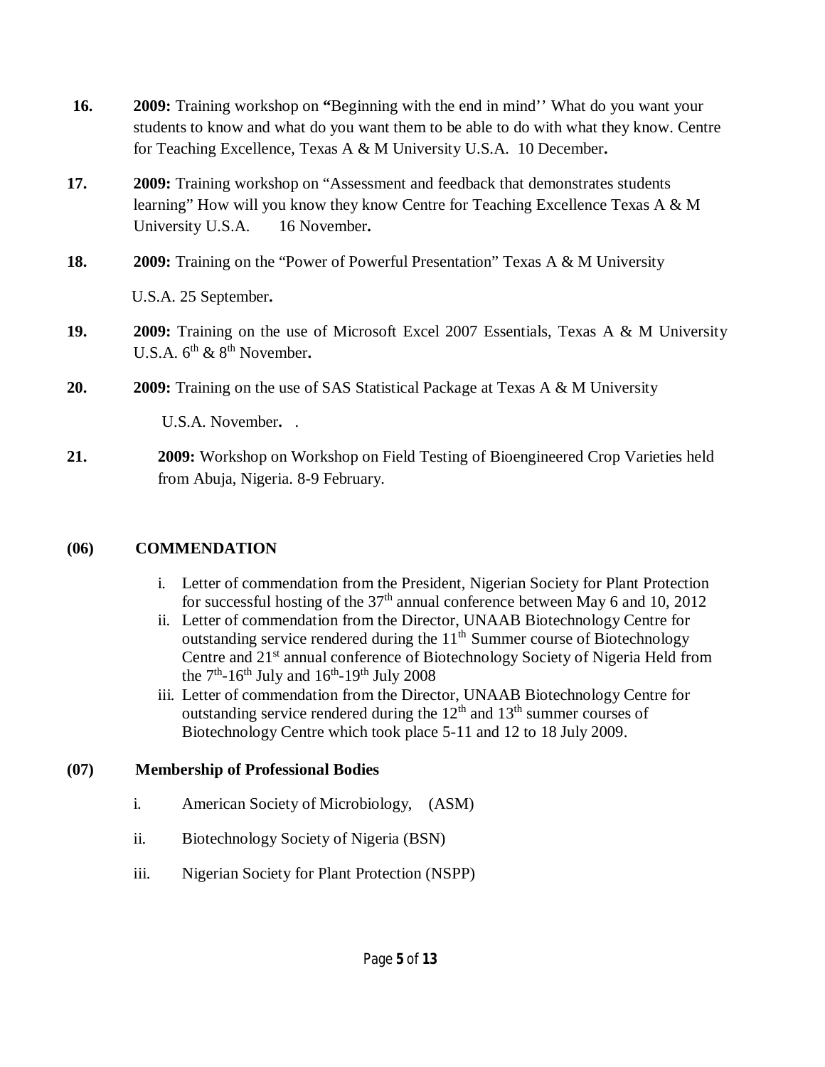16. **2009:** Training workshop on **"**Beginning with the end in mind'' What do you want your students to know and what do you want them to be able to do with what they know. Centre for Teaching Excellence, Texas A & M University U.S.A. 10 December**.**

17. **2009:** Training workshop on "Assessment and feedback that demonstrates students learning" How will you know they know Centre for Teaching Excellence Texas A & M University U.S.A. 16 November**.**

18. **2009:** Training on the "Power of Powerful Presentation" Texas A & M University

    U.S.A. 25 September**.**

19. **2009:** Training on the use of Microsoft Excel 2007 Essentials, Texas A & M University U.S.A. 6th & 8th November**.**

20. **2009:** Training on the use of SAS Statistical Package at Texas A & M University

    U.S.A. November**.** .

21. **2009:** Workshop on Workshop on Field Testing of Bioengineered Crop Varieties held from Abuja, Nigeria. 8-9 February.

## (06) COMMENDATION

i. Letter of commendation from the President, Nigerian Society for Plant Protection for successful hosting of the 37th annual conference between May 6 and 10, 2012
ii. Letter of commendation from the Director, UNAAB Biotechnology Centre for outstanding service rendered during the 11th Summer course of Biotechnology Centre and 21st annual conference of Biotechnology Society of Nigeria Held from the 7th-16th July and 16th-19th July 2008
iii. Letter of commendation from the Director, UNAAB Biotechnology Centre for outstanding service rendered during the 12th and 13th summer courses of Biotechnology Centre which took place 5-11 and 12 to 18 July 2009.

## (07) Membership of Professional Bodies

i. American Society of Microbiology, (ASM)

ii. Biotechnology Society of Nigeria (BSN)

iii. Nigerian Society for Plant Protection (NSPP)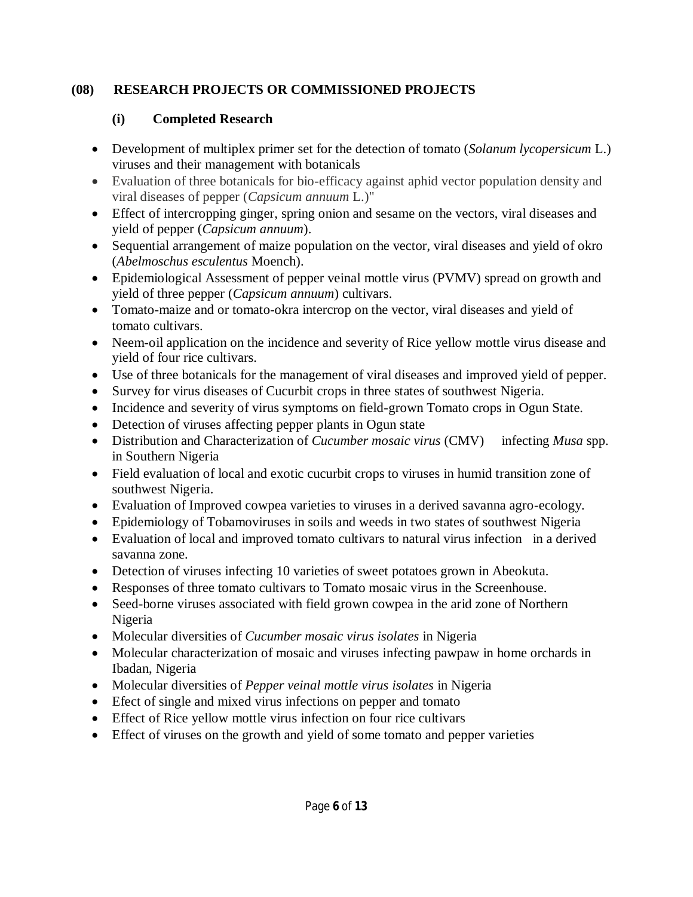## (08) RESEARCH PROJECTS OR COMMISSIONED PROJECTS

### (i) Completed Research

- Development of multiplex primer set for the detection of tomato (*Solanum lycopersicum* L.) viruses and their management with botanicals
- Evaluation of three botanicals for bio-efficacy against aphid vector population density and viral diseases of pepper (*Capsicum annuum* L.)"
- Effect of intercropping ginger, spring onion and sesame on the vectors, viral diseases and yield of pepper (*Capsicum annuum*).
- Sequential arrangement of maize population on the vector, viral diseases and yield of okro (*Abelmoschus esculentus* Moench).
- Epidemiological Assessment of pepper veinal mottle virus (PVMV) spread on growth and yield of three pepper (*Capsicum annuum*) cultivars.
- Tomato-maize and or tomato-okra intercrop on the vector, viral diseases and yield of tomato cultivars.
- Neem-oil application on the incidence and severity of Rice yellow mottle virus disease and yield of four rice cultivars.
- Use of three botanicals for the management of viral diseases and improved yield of pepper.
- Survey for virus diseases of Cucurbit crops in three states of southwest Nigeria.
- Incidence and severity of virus symptoms on field-grown Tomato crops in Ogun State.
- Detection of viruses affecting pepper plants in Ogun state
- Distribution and Characterization of *Cucumber mosaic virus* (CMV) infecting *Musa* spp. in Southern Nigeria
- Field evaluation of local and exotic cucurbit crops to viruses in humid transition zone of southwest Nigeria.
- Evaluation of Improved cowpea varieties to viruses in a derived savanna agro-ecology.
- Epidemiology of Tobamoviruses in soils and weeds in two states of southwest Nigeria
- Evaluation of local and improved tomato cultivars to natural virus infection in a derived savanna zone.
- Detection of viruses infecting 10 varieties of sweet potatoes grown in Abeokuta.
- Responses of three tomato cultivars to Tomato mosaic virus in the Screenhouse.
- Seed-borne viruses associated with field grown cowpea in the arid zone of Northern Nigeria
- Molecular diversities of *Cucumber mosaic virus isolates* in Nigeria
- Molecular characterization of mosaic and viruses infecting pawpaw in home orchards in Ibadan, Nigeria
- Molecular diversities of *Pepper veinal mottle virus isolates* in Nigeria
- Efect of single and mixed virus infections on pepper and tomato
- Effect of Rice yellow mottle virus infection on four rice cultivars
- Effect of viruses on the growth and yield of some tomato and pepper varieties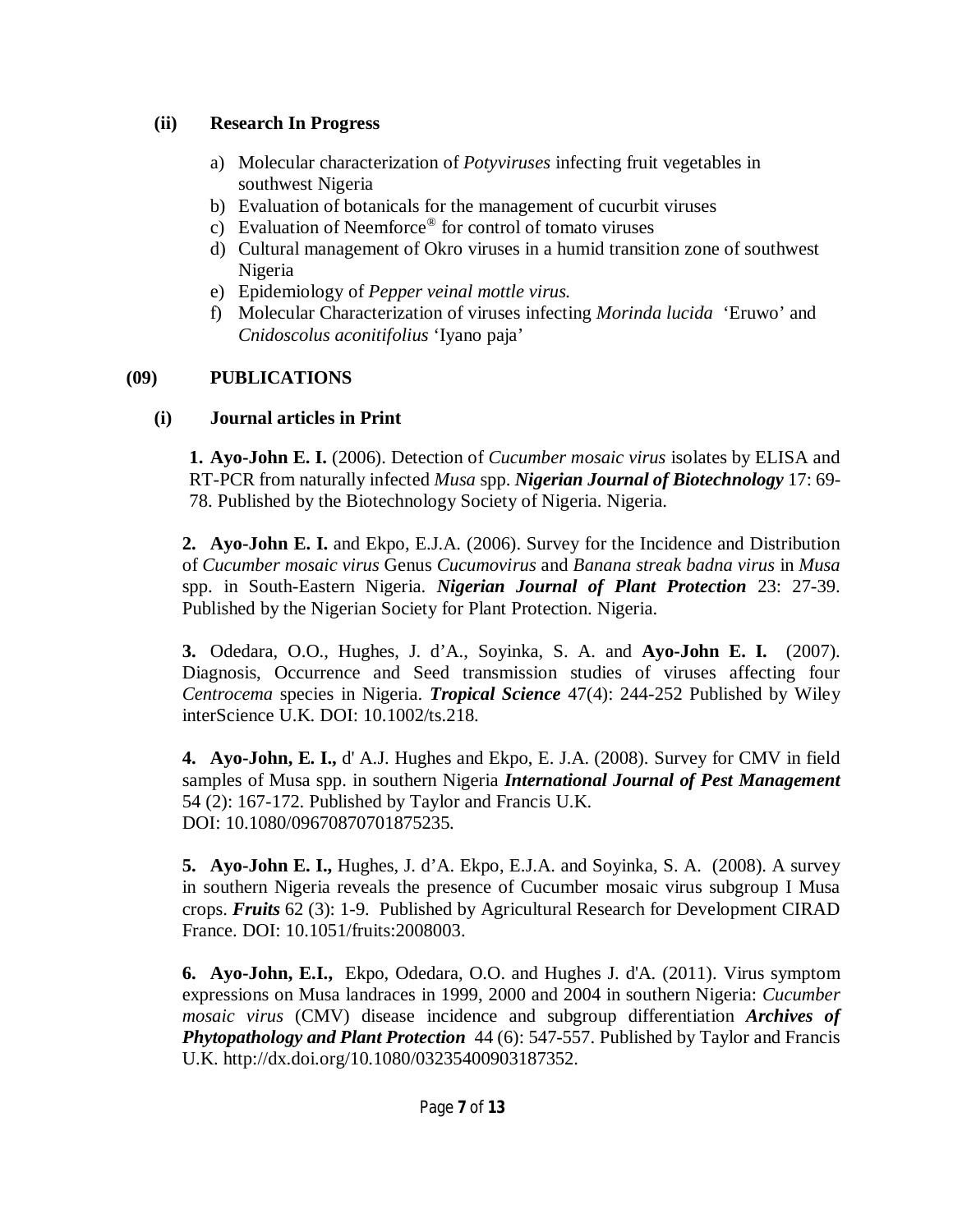### (ii) Research In Progress

a) Molecular characterization of *Potyviruses* infecting fruit vegetables in southwest Nigeria
b) Evaluation of botanicals for the management of cucurbit viruses
c) Evaluation of Neemforce® for control of tomato viruses
d) Cultural management of Okro viruses in a humid transition zone of southwest Nigeria
e) Epidemiology of *Pepper veinal mottle virus.*
f) Molecular Characterization of viruses infecting *Morinda lucida* 'Eruwo' and *Cnidoscolus aconitifolius* 'Iyano paja'

## (09) PUBLICATIONS

### (i) Journal articles in Print

**1. Ayo-John E. I.** (2006). Detection of *Cucumber mosaic virus* isolates by ELISA and RT-PCR from naturally infected *Musa* spp. ***Nigerian Journal of Biotechnology*** 17: 69-78. Published by the Biotechnology Society of Nigeria. Nigeria.

**2. Ayo-John E. I.** and Ekpo, E.J.A. (2006). Survey for the Incidence and Distribution of *Cucumber mosaic virus* Genus *Cucumovirus* and *Banana streak badna virus* in *Musa* spp. in South-Eastern Nigeria. ***Nigerian Journal of Plant Protection*** 23: 27-39. Published by the Nigerian Society for Plant Protection. Nigeria.

**3.** Odedara, O.O., Hughes, J. d'A., Soyinka, S. A. and **Ayo-John E. I.** (2007). Diagnosis, Occurrence and Seed transmission studies of viruses affecting four *Centrocema* species in Nigeria. ***Tropical Science*** 47(4): 244-252 Published by Wiley interScience U.K. DOI: 10.1002/ts.218.

**4. Ayo-John, E. I.,** d' A.J. Hughes and Ekpo, E. J.A. (2008). Survey for CMV in field samples of Musa spp. in southern Nigeria ***International Journal of Pest Management*** 54 (2): 167-172. Published by Taylor and Francis U.K.
DOI: 10.1080/09670870701875235.

**5. Ayo-John E. I.,** Hughes, J. d'A. Ekpo, E.J.A. and Soyinka, S. A. (2008). A survey in southern Nigeria reveals the presence of Cucumber mosaic virus subgroup I Musa crops. ***Fruits*** 62 (3): 1-9. Published by Agricultural Research for Development CIRAD France. DOI: 10.1051/fruits:2008003.

**6. Ayo-John, E.I.,** Ekpo, Odedara, O.O. and Hughes J. d'A. (2011). Virus symptom expressions on Musa landraces in 1999, 2000 and 2004 in southern Nigeria: *Cucumber mosaic virus* (CMV) disease incidence and subgroup differentiation ***Archives of Phytopathology and Plant Protection*** 44 (6): 547-557. Published by Taylor and Francis U.K. http://dx.doi.org/10.1080/03235400903187352.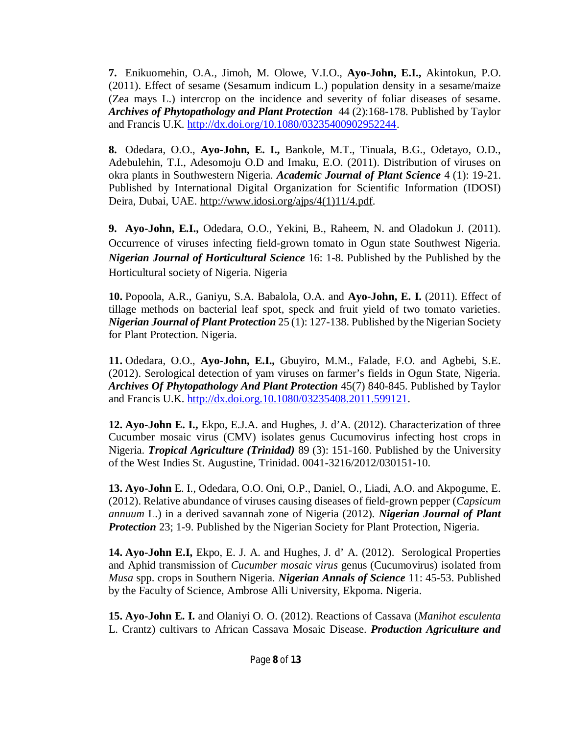**7.** Enikuomehin, O.A., Jimoh, M. Olowe, V.I.O., **Ayo-John, E.I.,** Akintokun, P.O. (2011). Effect of sesame (Sesamum indicum L.) population density in a sesame/maize (Zea mays L.) intercrop on the incidence and severity of foliar diseases of sesame. ***Archives of Phytopathology and Plant Protection*** 44 (2):168-178. Published by Taylor and Francis U.K. http://dx.doi.org/10.1080/03235400902952244.

**8.** Odedara, O.O., **Ayo-John, E. I.,** Bankole, M.T., Tinuala, B.G., Odetayo, O.D., Adebulehin, T.I., Adesomoju O.D and Imaku, E.O. (2011). Distribution of viruses on okra plants in Southwestern Nigeria. ***Academic Journal of Plant Science*** 4 (1): 19-21. Published by International Digital Organization for Scientific Information (IDOSI) Deira, Dubai, UAE. http://www.idosi.org/ajps/4(1)11/4.pdf.

**9. Ayo-John, E.I.,** Odedara, O.O., Yekini, B., Raheem, N. and Oladokun J. (2011). Occurrence of viruses infecting field-grown tomato in Ogun state Southwest Nigeria. ***Nigerian Journal of Horticultural Science*** 16: 1-8. Published by the Published by the Horticultural society of Nigeria. Nigeria

**10.** Popoola, A.R., Ganiyu, S.A. Babalola, O.A. and **Ayo-John, E. I.** (2011). Effect of tillage methods on bacterial leaf spot, speck and fruit yield of two tomato varieties. ***Nigerian Journal of Plant Protection*** 25 (1): 127-138. Published by the Nigerian Society for Plant Protection. Nigeria.

**11.** Odedara, O.O., **Ayo-John, E.I.,** Gbuyiro, M.M., Falade, F.O. and Agbebi, S.E. (2012). Serological detection of yam viruses on farmer's fields in Ogun State, Nigeria. ***Archives Of Phytopathology And Plant Protection*** 45(7) 840-845. Published by Taylor and Francis U.K. http://dx.doi.org.10.1080/03235408.2011.599121.

**12. Ayo-John E. I.,** Ekpo, E.J.A. and Hughes, J. d'A. (2012). Characterization of three Cucumber mosaic virus (CMV) isolates genus Cucumovirus infecting host crops in Nigeria. ***Tropical Agriculture (Trinidad)*** 89 (3): 151-160. Published by the University of the West Indies St. Augustine, Trinidad. 0041-3216/2012/030151-10.

**13. Ayo-John** E. I., Odedara, O.O. Oni, O.P., Daniel, O., Liadi, A.O. and Akpogume, E. (2012). Relative abundance of viruses causing diseases of field-grown pepper (*Capsicum annuum* L.) in a derived savannah zone of Nigeria (2012). ***Nigerian Journal of Plant Protection*** 23; 1-9. Published by the Nigerian Society for Plant Protection, Nigeria.

**14. Ayo-John E.I,** Ekpo, E. J. A. and Hughes, J. d' A. (2012). Serological Properties and Aphid transmission of *Cucumber mosaic virus* genus (Cucumovirus) isolated from *Musa* spp. crops in Southern Nigeria. ***Nigerian Annals of Science*** 11: 45-53. Published by the Faculty of Science, Ambrose Alli University, Ekpoma. Nigeria.

**15. Ayo-John E. I.** and Olaniyi O. O. (2012). Reactions of Cassava (*Manihot esculenta* L. Crantz) cultivars to African Cassava Mosaic Disease. ***Production Agriculture and***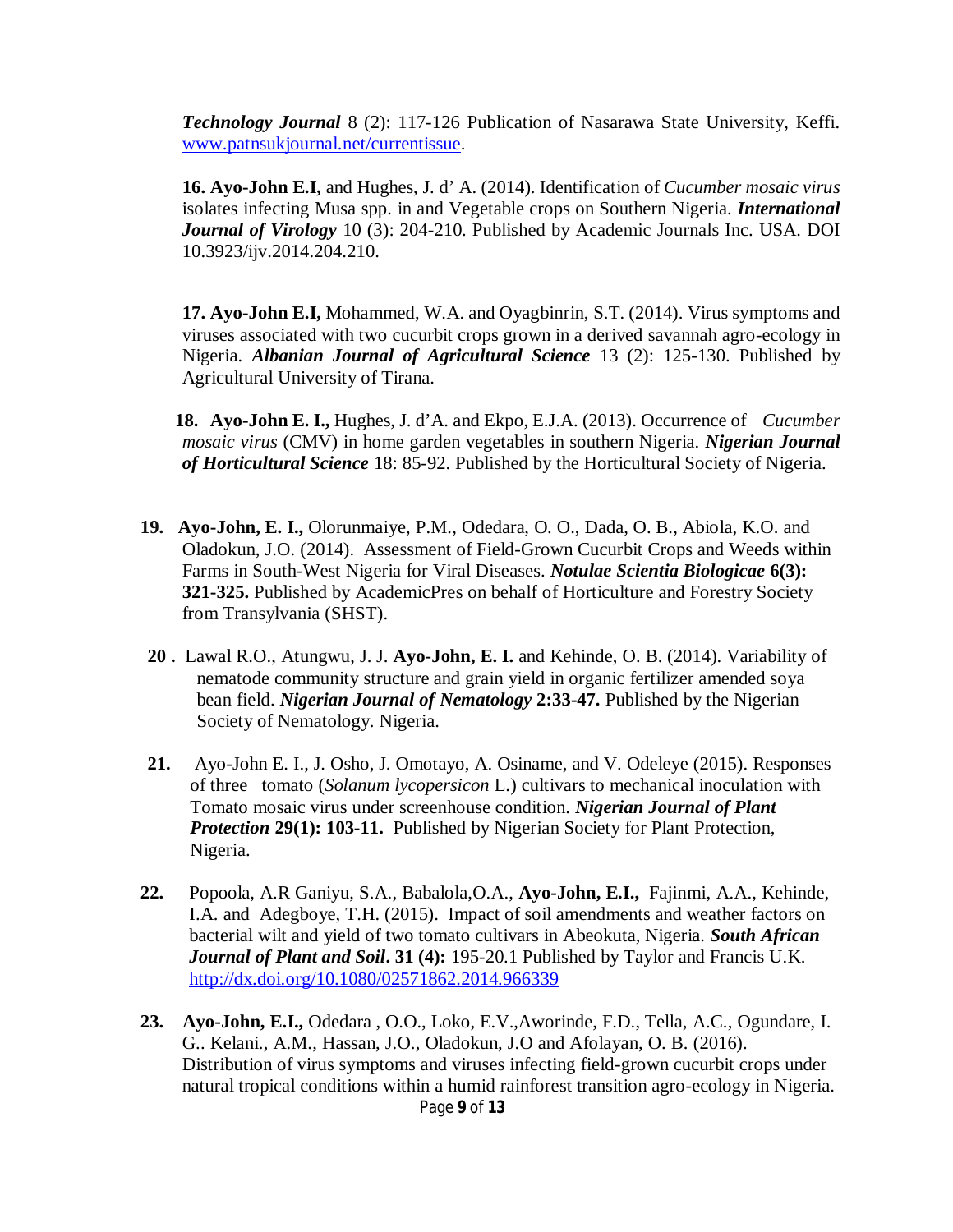***Technology Journal*** 8 (2): 117-126 Publication of Nasarawa State University, Keffi. www.patnsukjournal.net/currentissue.

**16. Ayo-John E.I,** and Hughes, J. d' A. (2014). Identification of *Cucumber mosaic virus* isolates infecting Musa spp. in and Vegetable crops on Southern Nigeria. ***International Journal of Virology*** 10 (3): 204-210. Published by Academic Journals Inc. USA. DOI 10.3923/ijv.2014.204.210.

**17. Ayo-John E.I,** Mohammed, W.A. and Oyagbinrin, S.T. (2014). Virus symptoms and viruses associated with two cucurbit crops grown in a derived savannah agro-ecology in Nigeria. ***Albanian Journal of Agricultural Science*** 13 (2): 125-130. Published by Agricultural University of Tirana.

**18. Ayo-John E. I.,** Hughes, J. d'A. and Ekpo, E.J.A. (2013). Occurrence of *Cucumber mosaic virus* (CMV) in home garden vegetables in southern Nigeria. ***Nigerian Journal of Horticultural Science*** 18: 85-92. Published by the Horticultural Society of Nigeria.

**19. Ayo-John, E. I.,** Olorunmaiye, P.M., Odedara, O. O., Dada, O. B., Abiola, K.O. and Oladokun, J.O. (2014). Assessment of Field-Grown Cucurbit Crops and Weeds within Farms in South-West Nigeria for Viral Diseases. ***Notulae Scientia Biologicae*** **6(3): 321-325.** Published by AcademicPres on behalf of Horticulture and Forestry Society from Transylvania (SHST).

**20 .** Lawal R.O., Atungwu, J. J. **Ayo-John, E. I.** and Kehinde, O. B. (2014). Variability of nematode community structure and grain yield in organic fertilizer amended soya bean field. ***Nigerian Journal of Nematology*** **2:33-47.** Published by the Nigerian Society of Nematology. Nigeria.

**21.** Ayo-John E. I., J. Osho, J. Omotayo, A. Osiname, and V. Odeleye (2015). Responses of three tomato (*Solanum lycopersicon* L.) cultivars to mechanical inoculation with Tomato mosaic virus under screenhouse condition. ***Nigerian Journal of Plant Protection*** **29(1): 103-11.** Published by Nigerian Society for Plant Protection, Nigeria.

**22.** Popoola, A.R Ganiyu, S.A., Babalola,O.A., **Ayo-John, E.I.,** Fajinmi, A.A., Kehinde, I.A. and Adegboye, T.H. (2015). Impact of soil amendments and weather factors on bacterial wilt and yield of two tomato cultivars in Abeokuta, Nigeria. ***South African Journal of Plant and Soil*****. 31 (4):** 195-20.1 Published by Taylor and Francis U.K. http://dx.doi.org/10.1080/02571862.2014.966339

**23. Ayo-John, E.I.,** Odedara , O.O., Loko, E.V.,Aworinde, F.D., Tella, A.C., Ogundare, I. G.. Kelani., A.M., Hassan, J.O., Oladokun, J.O and Afolayan, O. B. (2016). Distribution of virus symptoms and viruses infecting field-grown cucurbit crops under natural tropical conditions within a humid rainforest transition agro-ecology in Nigeria.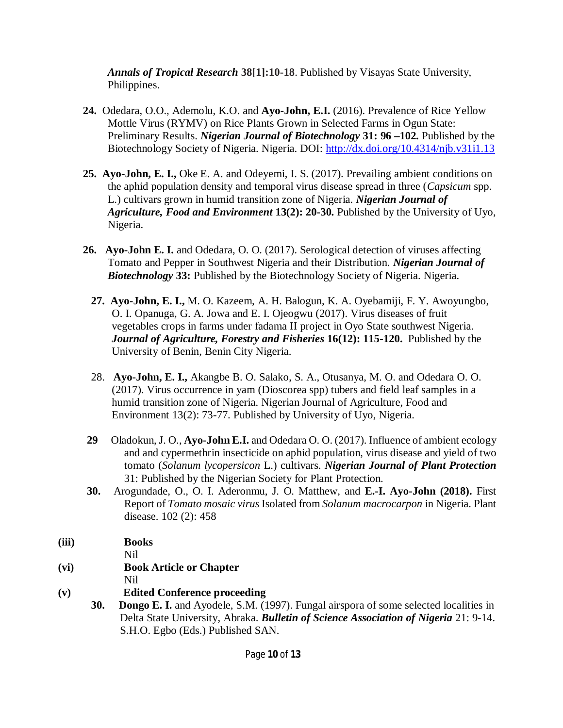***Annals of Tropical Research* 38[1]:10-18**. Published by Visayas State University, Philippines.

24. Odedara, O.O., Ademolu, K.O. and **Ayo-John, E.I.** (2016). Prevalence of Rice Yellow Mottle Virus (RYMV) on Rice Plants Grown in Selected Farms in Ogun State: Preliminary Results. ***Nigerian Journal of Biotechnology* 31: 96 –102.** Published by the Biotechnology Society of Nigeria. Nigeria. DOI: http://dx.doi.org/10.4314/njb.v31i1.13

25. **Ayo-John, E. I.,** Oke E. A. and Odeyemi, I. S. (2017). Prevailing ambient conditions on the aphid population density and temporal virus disease spread in three (*Capsicum* spp. L.) cultivars grown in humid transition zone of Nigeria. ***Nigerian Journal of Agriculture, Food and Environment* 13(2): 20-30.** Published by the University of Uyo, Nigeria.

26. **Ayo-John E. I.** and Odedara, O. O. (2017). Serological detection of viruses affecting Tomato and Pepper in Southwest Nigeria and their Distribution. ***Nigerian Journal of Biotechnology* 33:** Published by the Biotechnology Society of Nigeria. Nigeria.

27. **Ayo-John, E. I.,** M. O. Kazeem, A. H. Balogun, K. A. Oyebamiji, F. Y. Awoyungbo, O. I. Opanuga, G. A. Jowa and E. I. Ojeogwu (2017). Virus diseases of fruit vegetables crops in farms under fadama II project in Oyo State southwest Nigeria. ***Journal of Agriculture, Forestry and Fisheries* 16(12): 115-120.** Published by the University of Benin, Benin City Nigeria.

28. **Ayo-John, E. I.,** Akangbe B. O. Salako, S. A., Otusanya, M. O. and Odedara O. O. (2017). Virus occurrence in yam (Dioscorea spp) tubers and field leaf samples in a humid transition zone of Nigeria. Nigerian Journal of Agriculture, Food and Environment 13(2): 73-77. Published by University of Uyo, Nigeria.

29. Oladokun, J. O., **Ayo-John E.I.** and Odedara O. O. (2017). Influence of ambient ecology and and cypermethrin insecticide on aphid population, virus disease and yield of two tomato (*Solanum lycopersicon* L.) cultivars. ***Nigerian Journal of Plant Protection*** 31: Published by the Nigerian Society for Plant Protection.

30. Arogundade, O., O. I. Aderonmu, J. O. Matthew, and **E.-I. Ayo-John (2018).** First Report of *Tomato mosaic virus* Isolated from *Solanum macrocarpon* in Nigeria. Plant disease. 102 (2): 458

**(iii) Books**

Nil

**(vi) Book Article or Chapter**

Nil

**(v) Edited Conference proceeding**

**30.** **Dongo E. I.** and Ayodele, S.M. (1997). Fungal airspora of some selected localities in Delta State University, Abraka. ***Bulletin of Science Association of Nigeria*** 21: 9-14. S.H.O. Egbo (Eds.) Published SAN.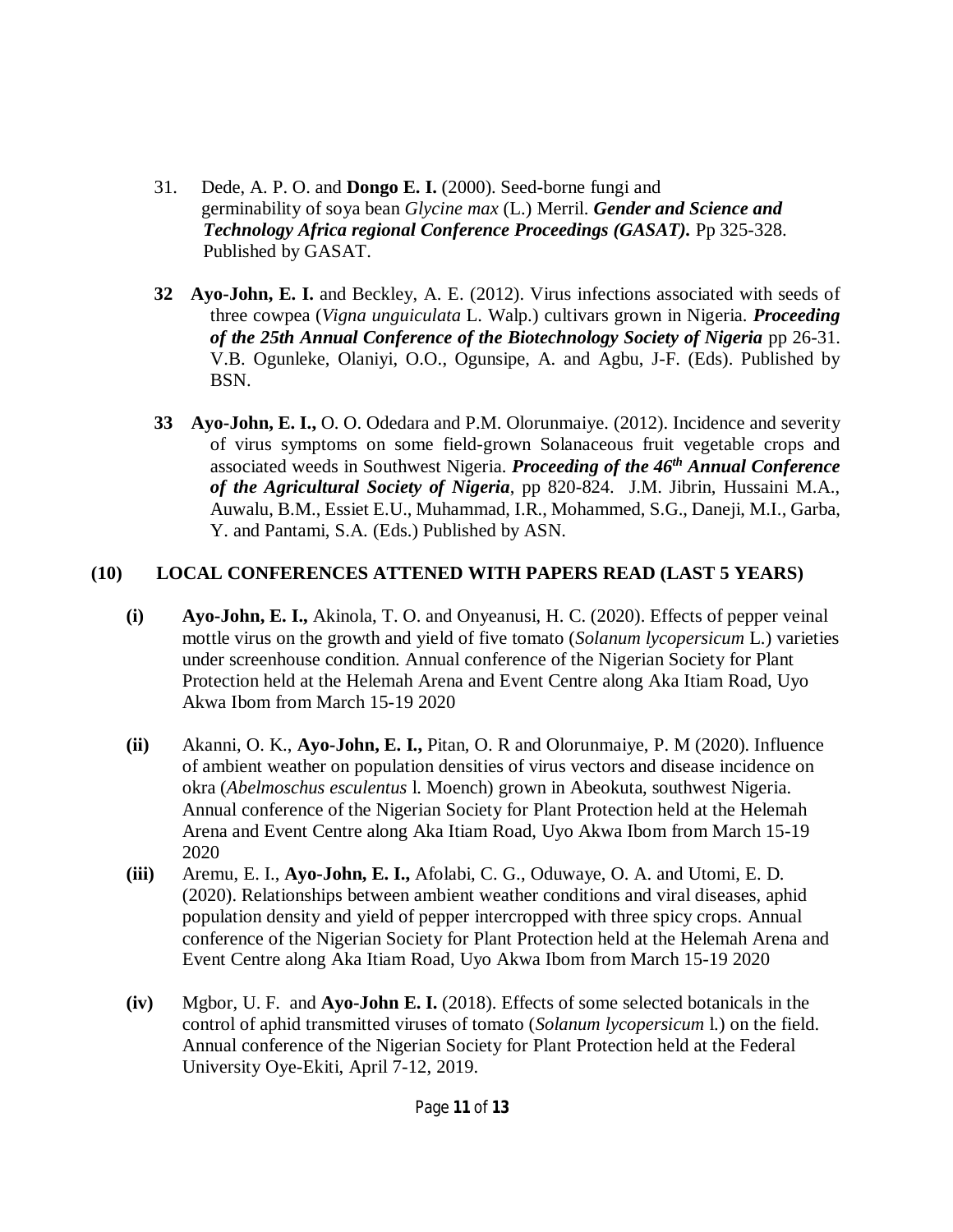31. Dede, A. P. O. and **Dongo E. I.** (2000). Seed-borne fungi and germinability of soya bean *Glycine max* (L.) Merril. ***Gender and Science and Technology Africa regional Conference Proceedings (GASAT).*** Pp 325-328. Published by GASAT.

**32** **Ayo-John, E. I.** and Beckley, A. E. (2012). Virus infections associated with seeds of three cowpea (*Vigna unguiculata* L. Walp.) cultivars grown in Nigeria. ***Proceeding of the 25th Annual Conference of the Biotechnology Society of Nigeria*** pp 26-31. V.B. Ogunleke, Olaniyi, O.O., Ogunsipe, A. and Agbu, J-F. (Eds). Published by BSN.

**33** **Ayo-John, E. I.,** O. O. Odedara and P.M. Olorunmaiye. (2012). Incidence and severity of virus symptoms on some field-grown Solanaceous fruit vegetable crops and associated weeds in Southwest Nigeria. ***Proceeding of the 46th Annual Conference of the Agricultural Society of Nigeria***, pp 820-824. J.M. Jibrin, Hussaini M.A., Auwalu, B.M., Essiet E.U., Muhammad, I.R., Mohammed, S.G., Daneji, M.I., Garba, Y. and Pantami, S.A. (Eds.) Published by ASN.

## (10) LOCAL CONFERENCES ATTENED WITH PAPERS READ (LAST 5 YEARS)

**(i)** **Ayo-John, E. I.,** Akinola, T. O. and Onyeanusi, H. C. (2020). Effects of pepper veinal mottle virus on the growth and yield of five tomato (*Solanum lycopersicum* L.) varieties under screenhouse condition. Annual conference of the Nigerian Society for Plant Protection held at the Helemah Arena and Event Centre along Aka Itiam Road, Uyo Akwa Ibom from March 15-19 2020

**(ii)** Akanni, O. K., **Ayo-John, E. I.,** Pitan, O. R and Olorunmaiye, P. M (2020). Influence of ambient weather on population densities of virus vectors and disease incidence on okra (*Abelmoschus esculentus* l. Moench) grown in Abeokuta, southwest Nigeria. Annual conference of the Nigerian Society for Plant Protection held at the Helemah Arena and Event Centre along Aka Itiam Road, Uyo Akwa Ibom from March 15-19 2020

**(iii)** Aremu, E. I., **Ayo-John, E. I.,** Afolabi, C. G., Oduwaye, O. A. and Utomi, E. D. (2020). Relationships between ambient weather conditions and viral diseases, aphid population density and yield of pepper intercropped with three spicy crops. Annual conference of the Nigerian Society for Plant Protection held at the Helemah Arena and Event Centre along Aka Itiam Road, Uyo Akwa Ibom from March 15-19 2020

**(iv)** Mgbor, U. F. and **Ayo-John E. I.** (2018). Effects of some selected botanicals in the control of aphid transmitted viruses of tomato (*Solanum lycopersicum* l.) on the field. Annual conference of the Nigerian Society for Plant Protection held at the Federal University Oye-Ekiti, April 7-12, 2019.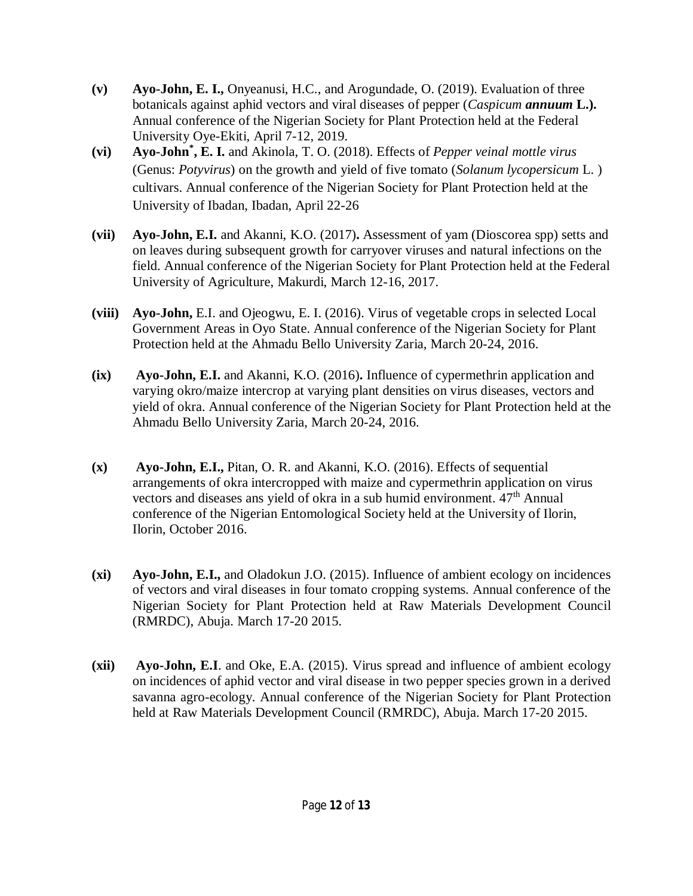**(v)** **Ayo-John, E. I.,** Onyeanusi, H.C., and Arogundade, O. (2019). Evaluation of three botanicals against aphid vectors and viral diseases of pepper (*Caspicum* ***annuum*** **L.).** Annual conference of the Nigerian Society for Plant Protection held at the Federal University Oye-Ekiti, April 7-12, 2019.

**(vi)** **Ayo-John*, E. I.** and Akinola, T. O. (2018). Effects of *Pepper veinal mottle virus* (Genus: *Potyvirus*) on the growth and yield of five tomato (*Solanum lycopersicum* L. ) cultivars. Annual conference of the Nigerian Society for Plant Protection held at the University of Ibadan, Ibadan, April 22-26

**(vii)** **Ayo-John, E.I.** and Akanni, K.O. (2017)**.** Assessment of yam (Dioscorea spp) setts and on leaves during subsequent growth for carryover viruses and natural infections on the field. Annual conference of the Nigerian Society for Plant Protection held at the Federal University of Agriculture, Makurdi, March 12-16, 2017.

**(viii)** **Ayo-John,** E.I. and Ojeogwu, E. I. (2016). Virus of vegetable crops in selected Local Government Areas in Oyo State. Annual conference of the Nigerian Society for Plant Protection held at the Ahmadu Bello University Zaria, March 20-24, 2016.

**(ix)** **Ayo-John, E.I.** and Akanni, K.O. (2016)**.** Influence of cypermethrin application and varying okro/maize intercrop at varying plant densities on virus diseases, vectors and yield of okra. Annual conference of the Nigerian Society for Plant Protection held at the Ahmadu Bello University Zaria, March 20-24, 2016.

**(x)** **Ayo-John, E.I.,** Pitan, O. R. and Akanni, K.O. (2016). Effects of sequential arrangements of okra intercropped with maize and cypermethrin application on virus vectors and diseases ans yield of okra in a sub humid environment. 47th Annual conference of the Nigerian Entomological Society held at the University of Ilorin, Ilorin, October 2016.

**(xi)** **Ayo-John, E.I.,** and Oladokun J.O. (2015). Influence of ambient ecology on incidences of vectors and viral diseases in four tomato cropping systems. Annual conference of the Nigerian Society for Plant Protection held at Raw Materials Development Council (RMRDC), Abuja. March 17-20 2015.

**(xii)** **Ayo-John, E.I**. and Oke, E.A. (2015). Virus spread and influence of ambient ecology on incidences of aphid vector and viral disease in two pepper species grown in a derived savanna agro-ecology. Annual conference of the Nigerian Society for Plant Protection held at Raw Materials Development Council (RMRDC), Abuja. March 17-20 2015.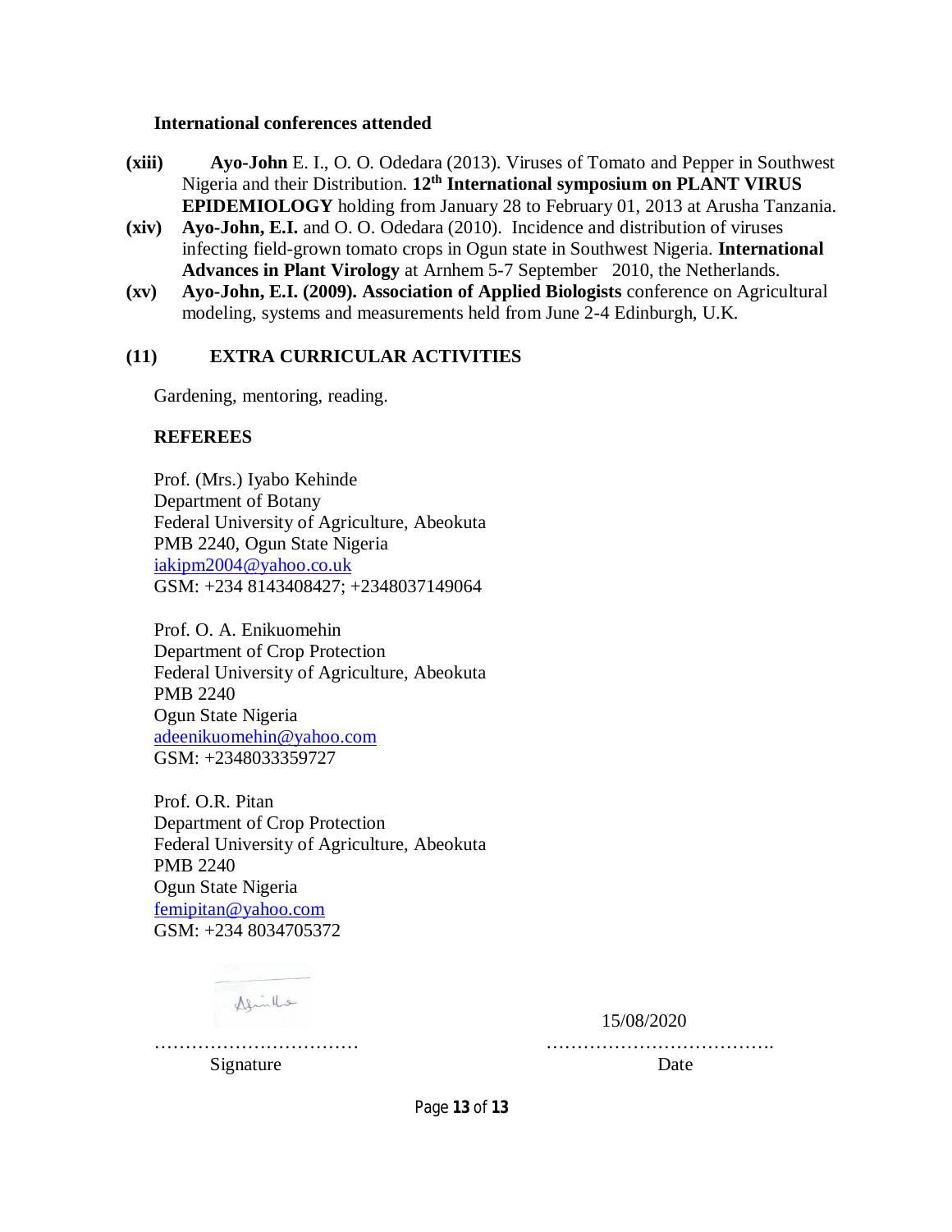**International conferences attended**

**(xiii)** **Ayo-John** E. I., O. O. Odedara (2013). Viruses of Tomato and Pepper in Southwest Nigeria and their Distribution. **12th International symposium on PLANT VIRUS EPIDEMIOLOGY** holding from January 28 to February 01, 2013 at Arusha Tanzania.

**(xiv)** **Ayo-John, E.I.** and O. O. Odedara (2010). Incidence and distribution of viruses infecting field-grown tomato crops in Ogun state in Southwest Nigeria. **International Advances in Plant Virology** at Arnhem 5-7 September 2010, the Netherlands.

**(xv)** **Ayo-John, E.I. (2009). Association of Applied Biologists** conference on Agricultural modeling, systems and measurements held from June 2-4 Edinburgh, U.K.

## (11) EXTRA CURRICULAR ACTIVITIES

Gardening, mentoring, reading.

## REFEREES

Prof. (Mrs.) Iyabo Kehinde
Department of Botany
Federal University of Agriculture, Abeokuta
PMB 2240, Ogun State Nigeria
iakipm2004@yahoo.co.uk
GSM: +234 8143408427; +2348037149064

Prof. O. A. Enikuomehin
Department of Crop Protection
Federal University of Agriculture, Abeokuta
PMB 2240
Ogun State Nigeria
adeenikuomehin@yahoo.com
GSM: +2348033359727

Prof. O.R. Pitan
Department of Crop Protection
Federal University of Agriculture, Abeokuta
PMB 2240
Ogun State Nigeria
femipitan@yahoo.com
GSM: +234 8034705372

…………………………… Signature

15/08/2020
………………………………. Date